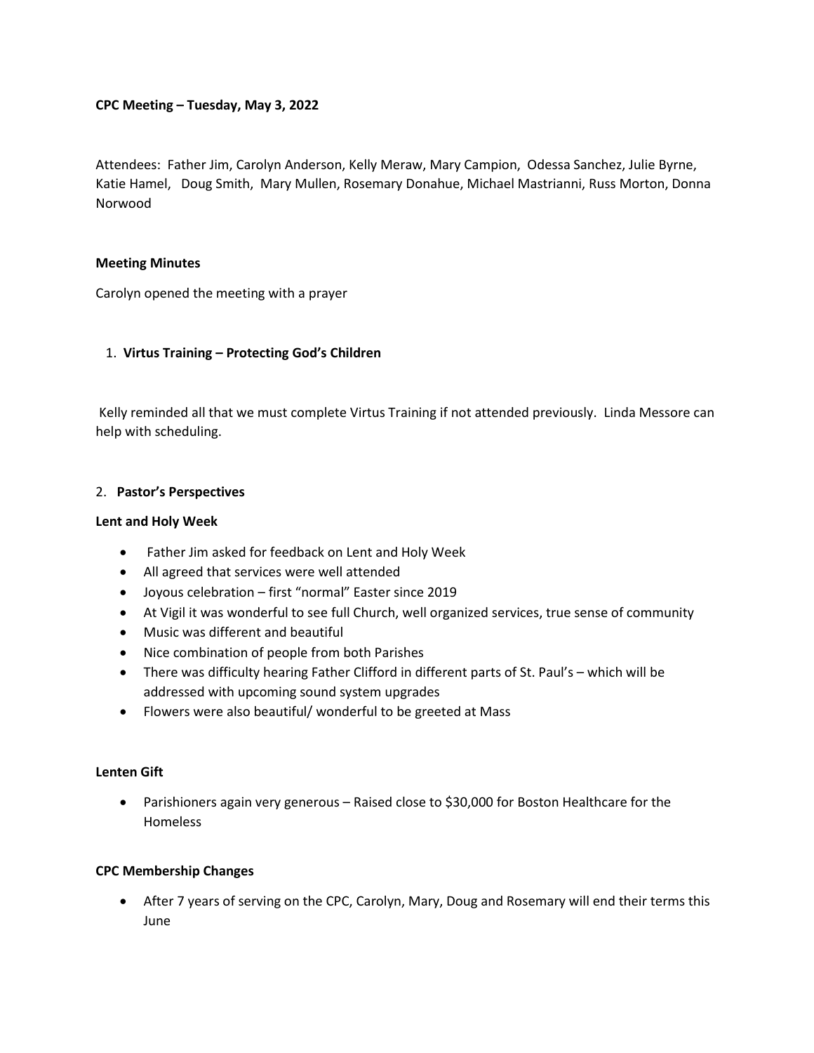**CPC Meeting – Tuesday, May 3, 2022**

Attendees: Father Jim, Carolyn Anderson, Kelly Meraw, Mary Campion, Odessa Sanchez, Julie Byrne, Katie Hamel, Doug Smith, Mary Mullen, Rosemary Donahue, Michael Mastrianni, Russ Morton, Donna Norwood

**Meeting Minutes**

Carolyn opened the meeting with a prayer

1. **Virtus Training – Protecting God's Children**

Kelly reminded all that we must complete Virtus Training if not attended previously. Linda Messore can help with scheduling.

2. **Pastor's Perspectives**

**Lent and Holy Week**

- Father Jim asked for feedback on Lent and Holy Week
- All agreed that services were well attended
- Joyous celebration – first "normal" Easter since 2019
- At Vigil it was wonderful to see full Church, well organized services, true sense of community
- Music was different and beautiful
- Nice combination of people from both Parishes
- There was difficulty hearing Father Clifford in different parts of St. Paul's – which will be addressed with upcoming sound system upgrades
- Flowers were also beautiful/ wonderful to be greeted at Mass

**Lenten Gift**

- Parishioners again very generous – Raised close to $30,000 for Boston Healthcare for the Homeless

**CPC Membership Changes**

- After 7 years of serving on the CPC, Carolyn, Mary, Doug and Rosemary will end their terms this June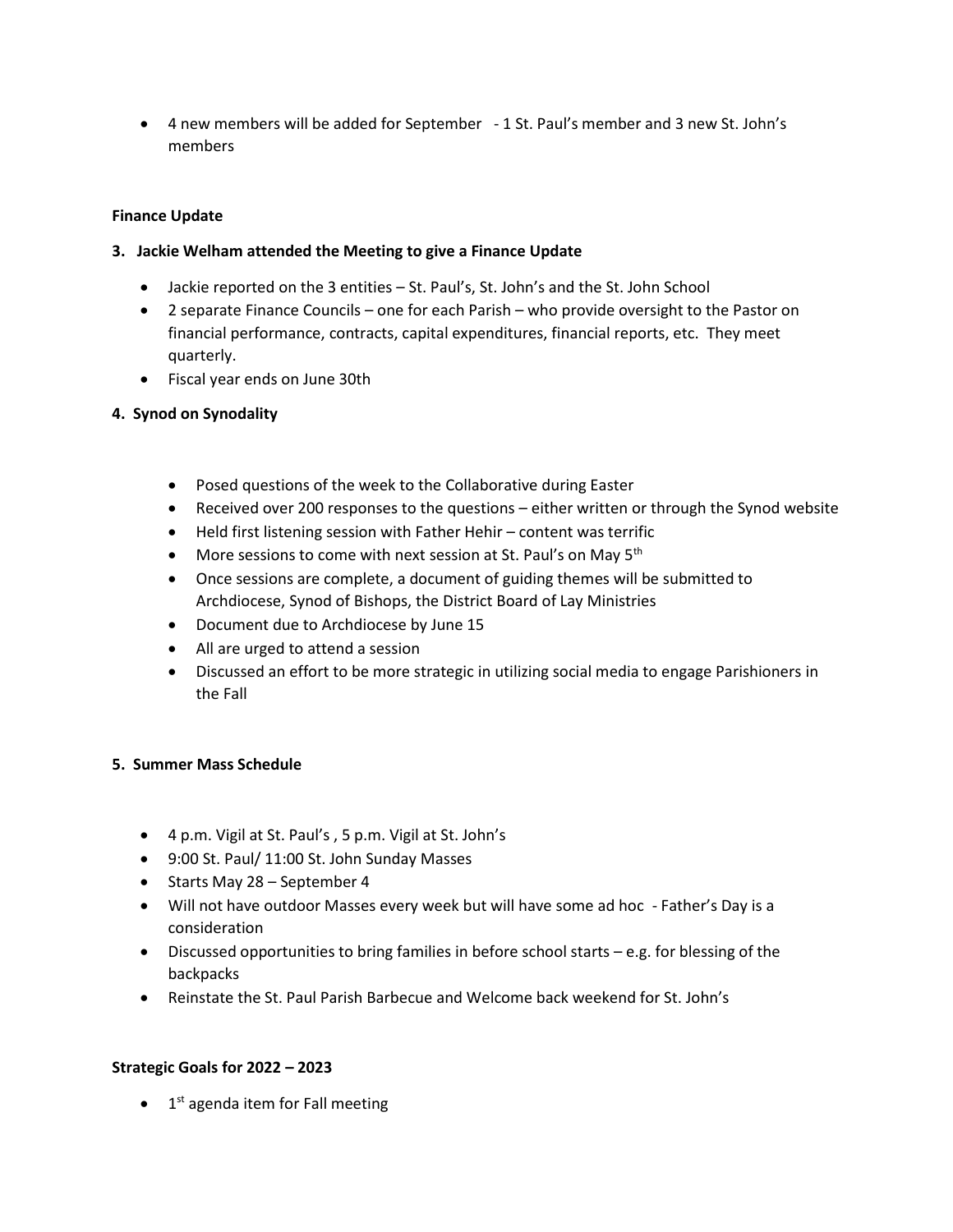- 4 new members will be added for September - 1 St. Paul's member and 3 new St. John's members

**Finance Update**

**3. Jackie Welham attended the Meeting to give a Finance Update**

- Jackie reported on the 3 entities – St. Paul's, St. John's and the St. John School
- 2 separate Finance Councils – one for each Parish – who provide oversight to the Pastor on financial performance, contracts, capital expenditures, financial reports, etc. They meet quarterly.
- Fiscal year ends on June 30th

**4. Synod on Synodality**

- Posed questions of the week to the Collaborative during Easter
- Received over 200 responses to the questions – either written or through the Synod website
- Held first listening session with Father Hehir – content was terrific
- More sessions to come with next session at St. Paul's on May 5th
- Once sessions are complete, a document of guiding themes will be submitted to Archdiocese, Synod of Bishops, the District Board of Lay Ministries
- Document due to Archdiocese by June 15
- All are urged to attend a session
- Discussed an effort to be more strategic in utilizing social media to engage Parishioners in the Fall

**5. Summer Mass Schedule**

- 4 p.m. Vigil at St. Paul's , 5 p.m. Vigil at St. John's
- 9:00 St. Paul/ 11:00 St. John Sunday Masses
- Starts May 28 – September 4
- Will not have outdoor Masses every week but will have some ad hoc - Father's Day is a consideration
- Discussed opportunities to bring families in before school starts – e.g. for blessing of the backpacks
- Reinstate the St. Paul Parish Barbecue and Welcome back weekend for St. John's

**Strategic Goals for 2022 – 2023**

- 1st agenda item for Fall meeting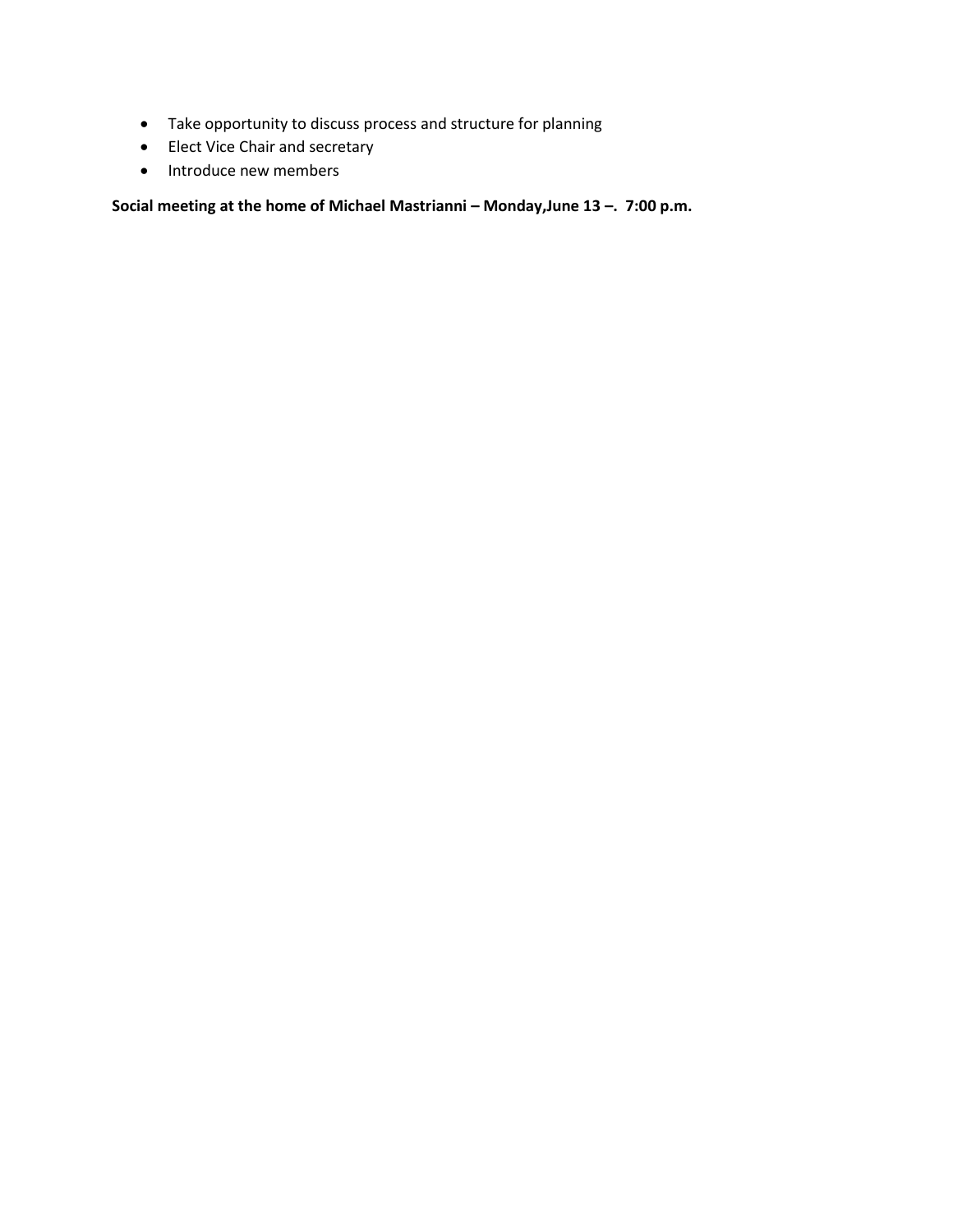- Take opportunity to discuss process and structure for planning
- Elect Vice Chair and secretary
- Introduce new members

**Social meeting at the home of Michael Mastrianni – Monday,June 13 –. 7:00 p.m.**